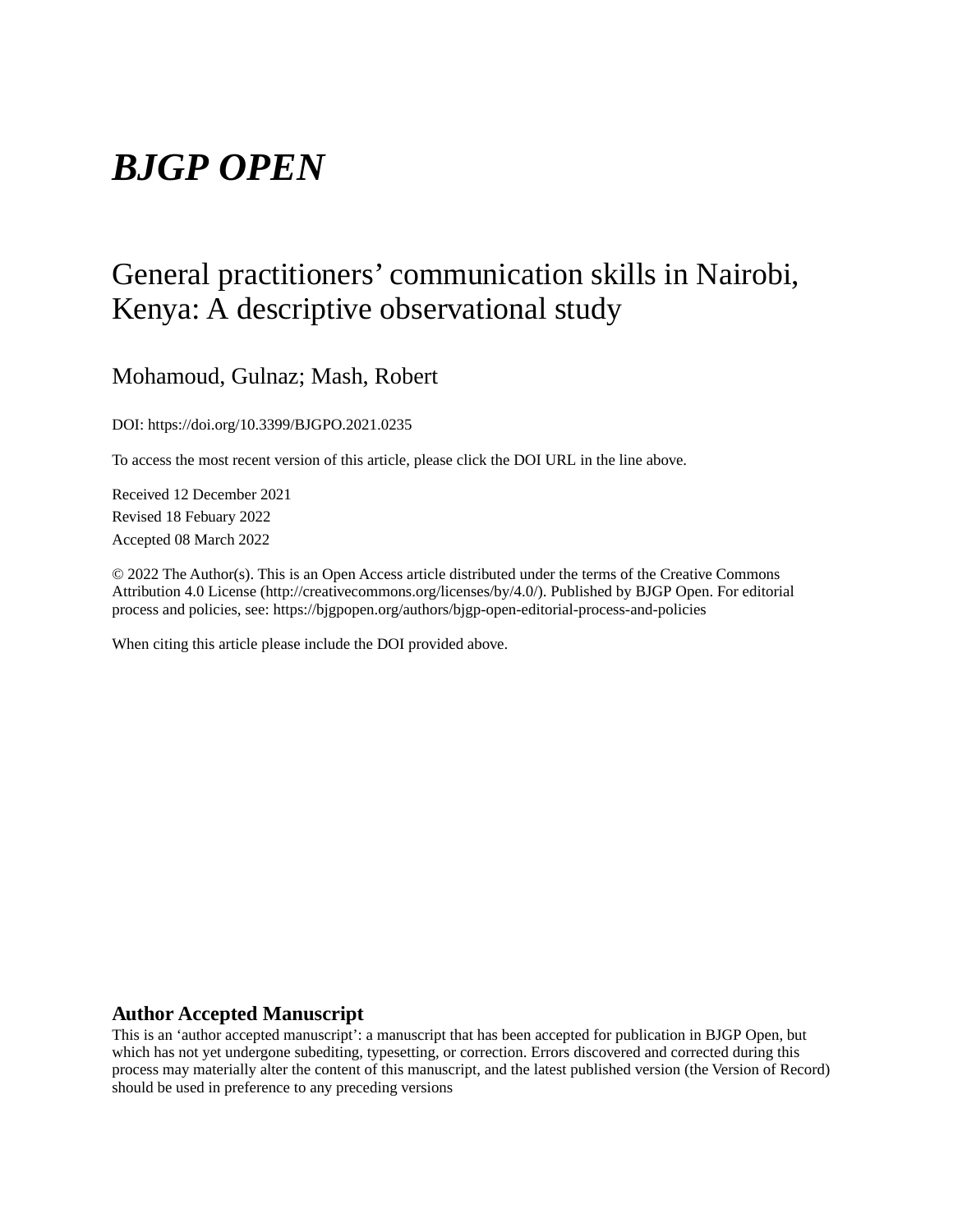# *BJGP OPEN*

## General practitioners' communication skills in Nairobi, Kenya: A descriptive observational study

Mohamoud, Gulnaz; Mash, Robert

DOI: https://doi.org/10.3399/BJGPO.2021.0235

To access the most recent version of this article, please click the DOI URL in the line above.

Received 12 December 2021

Revised 18 Febuary 2022

Accepted 08 March 2022

© 2022 The Author(s). This is an Open Access article distributed under the terms of the Creative Commons Attribution 4.0 License (http://creativecommons.org/licenses/by/4.0/). Published by BJGP Open. For editorial process and policies, see: https://bjgpopen.org/authors/bjgp-open-editorial-process-and-policies

When citing this article please include the DOI provided above.

**Author Accepted Manuscript**

This is an 'author accepted manuscript': a manuscript that has been accepted for publication in BJGP Open, but which has not yet undergone subediting, typesetting, or correction. Errors discovered and corrected during this process may materially alter the content of this manuscript, and the latest published version (the Version of Record) should be used in preference to any preceding versions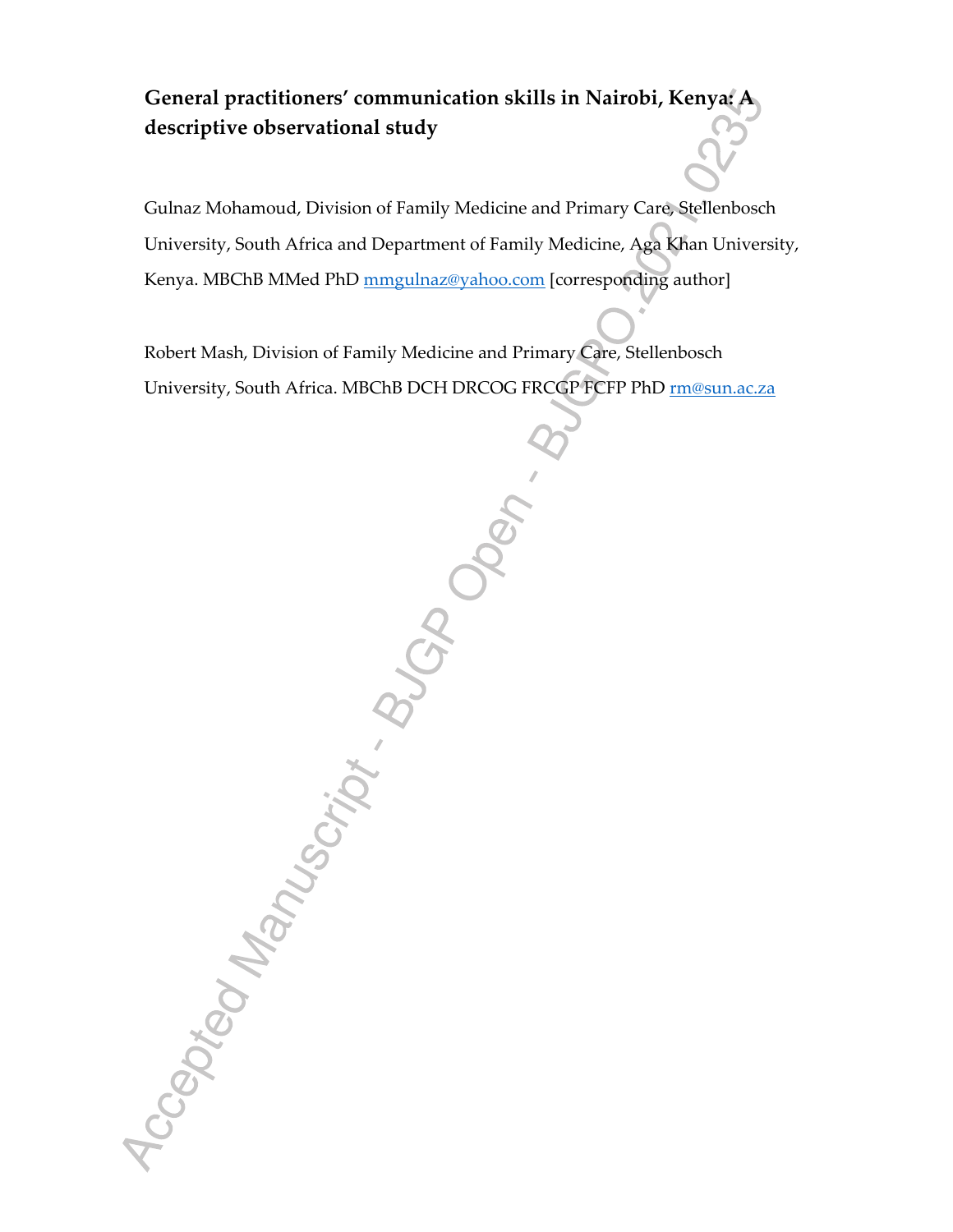**General practitioners' communication skills in Nairobi, Kenya: A descriptive observational study**

Gulnaz Mohamoud, Division of Family Medicine and Primary Care, Stellenbosch University, South Africa and Department of Family Medicine, Aga Khan University, Kenya. MBChB MMed PhD mmgulnaz@yahoo.com [corresponding author]

Robert Mash, Division of Family Medicine and Primary Care, Stellenbosch University, South Africa. MBChB DCH DRCOG FRCGP FCFP PhD rm@sun.ac.za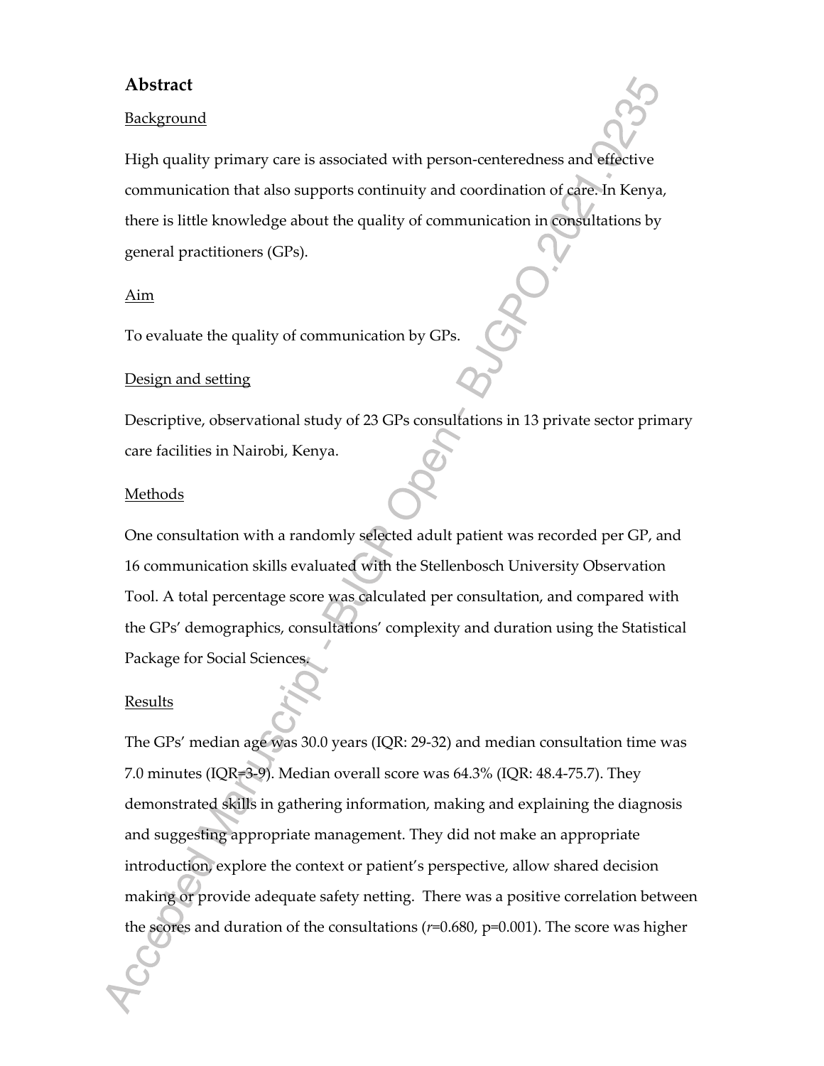# Abstract

## Background

High quality primary care is associated with person-centeredness and effective communication that also supports continuity and coordination of care. In Kenya, there is little knowledge about the quality of communication in consultations by general practitioners (GPs).

## Aim

To evaluate the quality of communication by GPs.

## Design and setting

Descriptive, observational study of 23 GPs consultations in 13 private sector primary care facilities in Nairobi, Kenya.

## Methods

One consultation with a randomly selected adult patient was recorded per GP, and 16 communication skills evaluated with the Stellenbosch University Observation Tool. A total percentage score was calculated per consultation, and compared with the GPs' demographics, consultations' complexity and duration using the Statistical Package for Social Sciences.

## Results

The GPs' median age was 30.0 years (IQR: 29-32) and median consultation time was 7.0 minutes (IQR=3-9). Median overall score was 64.3% (IQR: 48.4-75.7). They demonstrated skills in gathering information, making and explaining the diagnosis and suggesting appropriate management. They did not make an appropriate introduction, explore the context or patient's perspective, allow shared decision making or provide adequate safety netting. There was a positive correlation between the scores and duration of the consultations ($r$=0.680, p=0.001). The score was higher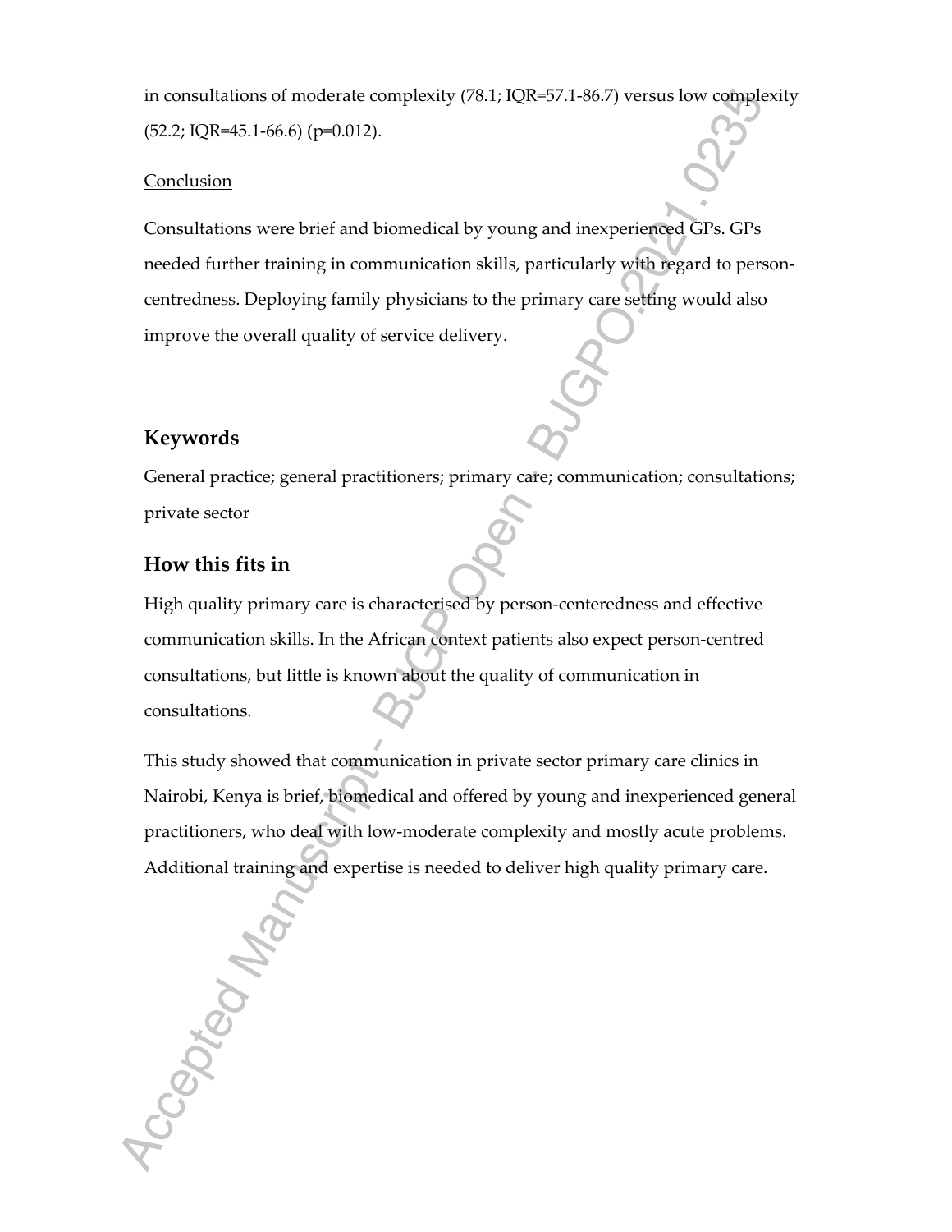in consultations of moderate complexity (78.1; IQR=57.1-86.7) versus low complexity (52.2; IQR=45.1-66.6) (p=0.012).

Conclusion

Consultations were brief and biomedical by young and inexperienced GPs. GPs needed further training in communication skills, particularly with regard to person-centredness. Deploying family physicians to the primary care setting would also improve the overall quality of service delivery.

## Keywords

General practice; general practitioners; primary care; communication; consultations; private sector

## How this fits in

High quality primary care is characterised by person-centeredness and effective communication skills. In the African context patients also expect person-centred consultations, but little is known about the quality of communication in consultations.

This study showed that communication in private sector primary care clinics in Nairobi, Kenya is brief, biomedical and offered by young and inexperienced general practitioners, who deal with low-moderate complexity and mostly acute problems. Additional training and expertise is needed to deliver high quality primary care.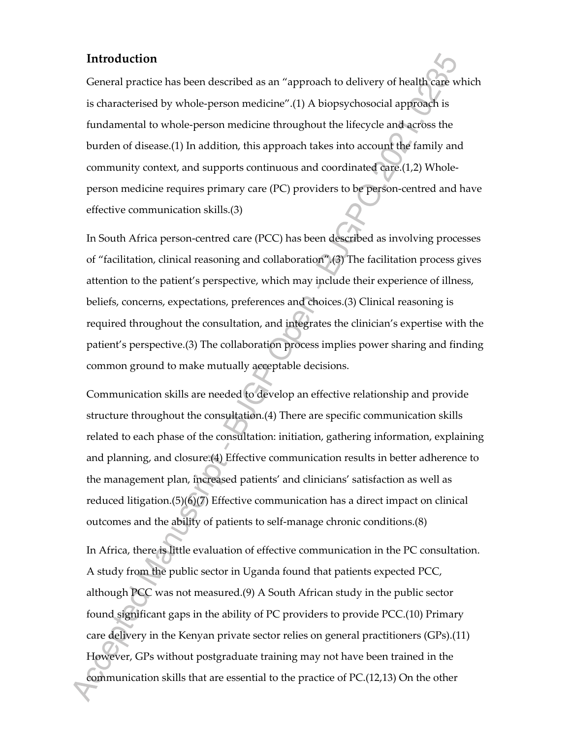## Introduction

General practice has been described as an "approach to delivery of health care which is characterised by whole-person medicine".(1) A biopsychosocial approach is fundamental to whole-person medicine throughout the lifecycle and across the burden of disease.(1) In addition, this approach takes into account the family and community context, and supports continuous and coordinated care.(1,2) Whole-person medicine requires primary care (PC) providers to be person-centred and have effective communication skills.(3)

In South Africa person-centred care (PCC) has been described as involving processes of "facilitation, clinical reasoning and collaboration".(3) The facilitation process gives attention to the patient's perspective, which may include their experience of illness, beliefs, concerns, expectations, preferences and choices.(3) Clinical reasoning is required throughout the consultation, and integrates the clinician's expertise with the patient's perspective.(3) The collaboration process implies power sharing and finding common ground to make mutually acceptable decisions.

Communication skills are needed to develop an effective relationship and provide structure throughout the consultation.(4) There are specific communication skills related to each phase of the consultation: initiation, gathering information, explaining and planning, and closure.(4) Effective communication results in better adherence to the management plan, increased patients' and clinicians' satisfaction as well as reduced litigation.(5)(6)(7) Effective communication has a direct impact on clinical outcomes and the ability of patients to self-manage chronic conditions.(8)

In Africa, there is little evaluation of effective communication in the PC consultation. A study from the public sector in Uganda found that patients expected PCC, although PCC was not measured.(9) A South African study in the public sector found significant gaps in the ability of PC providers to provide PCC.(10) Primary care delivery in the Kenyan private sector relies on general practitioners (GPs).(11) However, GPs without postgraduate training may not have been trained in the communication skills that are essential to the practice of PC.(12,13) On the other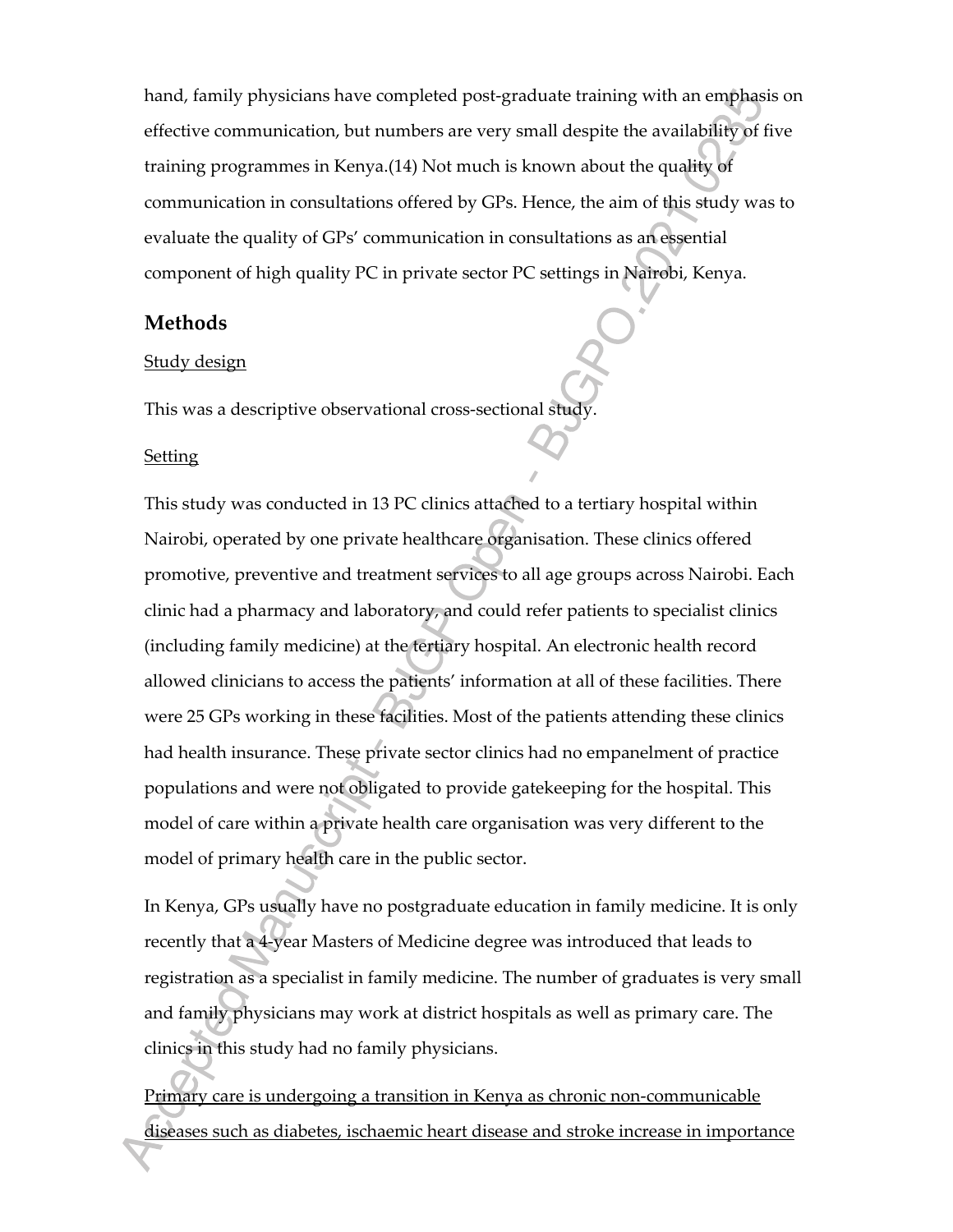hand, family physicians have completed post-graduate training with an emphasis on effective communication, but numbers are very small despite the availability of five training programmes in Kenya.(14) Not much is known about the quality of communication in consultations offered by GPs. Hence, the aim of this study was to evaluate the quality of GPs' communication in consultations as an essential component of high quality PC in private sector PC settings in Nairobi, Kenya.

## Methods

<u>Study design</u>

This was a descriptive observational cross-sectional study.

<u>Setting</u>

This study was conducted in 13 PC clinics attached to a tertiary hospital within Nairobi, operated by one private healthcare organisation. These clinics offered promotive, preventive and treatment services to all age groups across Nairobi. Each clinic had a pharmacy and laboratory, and could refer patients to specialist clinics (including family medicine) at the tertiary hospital. An electronic health record allowed clinicians to access the patients' information at all of these facilities. There were 25 GPs working in these facilities. Most of the patients attending these clinics had health insurance. These private sector clinics had no empanelment of practice populations and were not obligated to provide gatekeeping for the hospital. This model of care within a private health care organisation was very different to the model of primary health care in the public sector.

In Kenya, GPs usually have no postgraduate education in family medicine. It is only recently that a 4-year Masters of Medicine degree was introduced that leads to registration as a specialist in family medicine. The number of graduates is very small and family physicians may work at district hospitals as well as primary care. The clinics in this study had no family physicians.

<u>Primary care is undergoing a transition in Kenya as chronic non-communicable diseases such as diabetes, ischaemic heart disease and stroke increase in importance</u>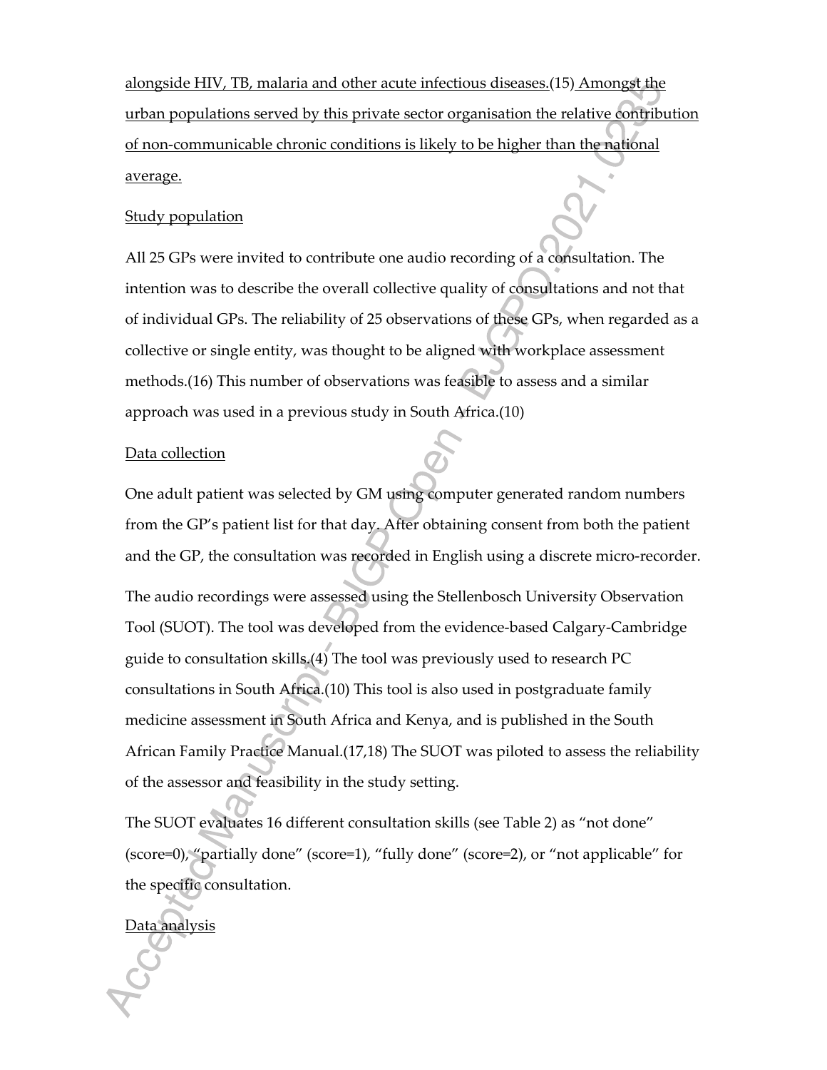alongside HIV, TB, malaria and other acute infectious diseases.(15) Amongst the urban populations served by this private sector organisation the relative contribution of non-communicable chronic conditions is likely to be higher than the national average.

## Study population

All 25 GPs were invited to contribute one audio recording of a consultation. The intention was to describe the overall collective quality of consultations and not that of individual GPs. The reliability of 25 observations of these GPs, when regarded as a collective or single entity, was thought to be aligned with workplace assessment methods.(16) This number of observations was feasible to assess and a similar approach was used in a previous study in South Africa.(10)

## Data collection

One adult patient was selected by GM using computer generated random numbers from the GP's patient list for that day. After obtaining consent from both the patient and the GP, the consultation was recorded in English using a discrete micro-recorder.

The audio recordings were assessed using the Stellenbosch University Observation Tool (SUOT). The tool was developed from the evidence-based Calgary-Cambridge guide to consultation skills.(4) The tool was previously used to research PC consultations in South Africa.(10) This tool is also used in postgraduate family medicine assessment in South Africa and Kenya, and is published in the South African Family Practice Manual.(17,18) The SUOT was piloted to assess the reliability of the assessor and feasibility in the study setting.

The SUOT evaluates 16 different consultation skills (see Table 2) as "not done" (score=0), "partially done" (score=1), "fully done" (score=2), or "not applicable" for the specific consultation.

## Data analysis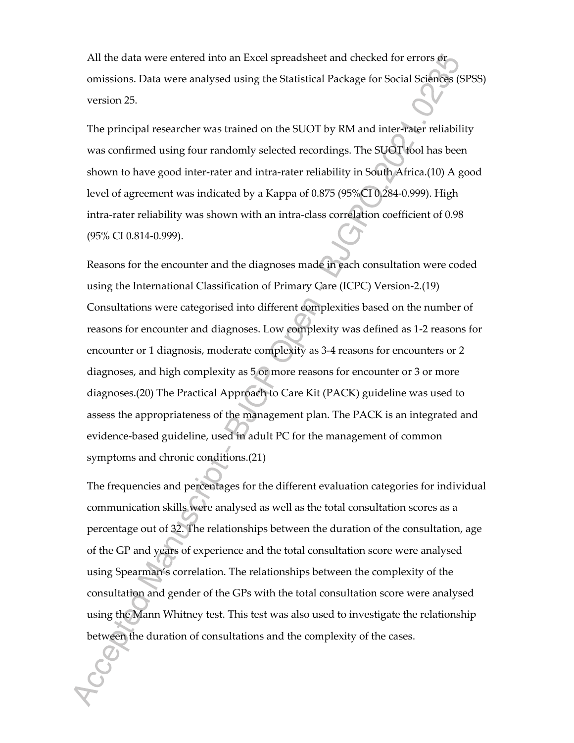All the data were entered into an Excel spreadsheet and checked for errors or omissions. Data were analysed using the Statistical Package for Social Sciences (SPSS) version 25.

The principal researcher was trained on the SUOT by RM and inter-rater reliability was confirmed using four randomly selected recordings. The SUOT tool has been shown to have good inter-rater and intra-rater reliability in South Africa.(10) A good level of agreement was indicated by a Kappa of 0.875 (95%CI 0.284-0.999). High intra-rater reliability was shown with an intra-class correlation coefficient of 0.98 (95% CI 0.814-0.999).

Reasons for the encounter and the diagnoses made in each consultation were coded using the International Classification of Primary Care (ICPC) Version-2.(19) Consultations were categorised into different complexities based on the number of reasons for encounter and diagnoses. Low complexity was defined as 1-2 reasons for encounter or 1 diagnosis, moderate complexity as 3-4 reasons for encounters or 2 diagnoses, and high complexity as 5 or more reasons for encounter or 3 or more diagnoses.(20) The Practical Approach to Care Kit (PACK) guideline was used to assess the appropriateness of the management plan. The PACK is an integrated and evidence-based guideline, used in adult PC for the management of common symptoms and chronic conditions.(21)

The frequencies and percentages for the different evaluation categories for individual communication skills were analysed as well as the total consultation scores as a percentage out of 32. The relationships between the duration of the consultation, age of the GP and years of experience and the total consultation score were analysed using Spearman's correlation. The relationships between the complexity of the consultation and gender of the GPs with the total consultation score were analysed using the Mann Whitney test. This test was also used to investigate the relationship between the duration of consultations and the complexity of the cases.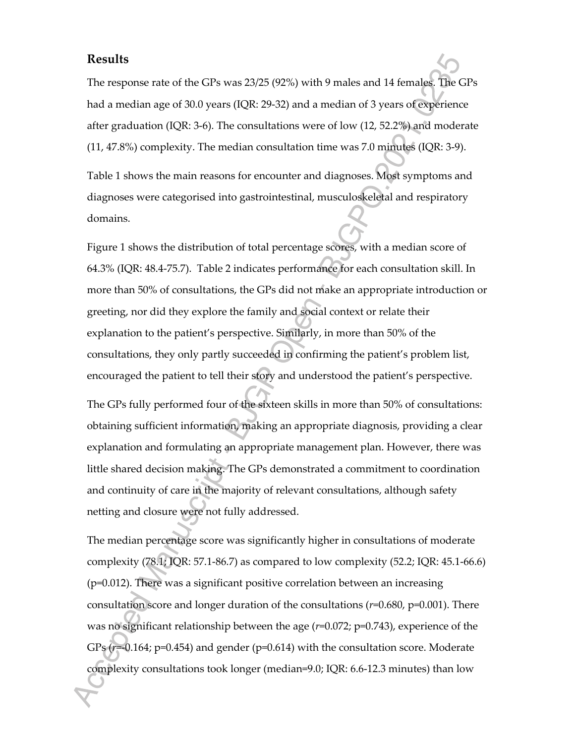## Results

The response rate of the GPs was 23/25 (92%) with 9 males and 14 females. The GPs had a median age of 30.0 years (IQR: 29-32) and a median of 3 years of experience after graduation (IQR: 3-6). The consultations were of low (12, 52.2%) and moderate (11, 47.8%) complexity. The median consultation time was 7.0 minutes (IQR: 3-9).

Table 1 shows the main reasons for encounter and diagnoses. Most symptoms and diagnoses were categorised into gastrointestinal, musculoskeletal and respiratory domains.

Figure 1 shows the distribution of total percentage scores, with a median score of 64.3% (IQR: 48.4-75.7). Table 2 indicates performance for each consultation skill. In more than 50% of consultations, the GPs did not make an appropriate introduction or greeting, nor did they explore the family and social context or relate their explanation to the patient's perspective. Similarly, in more than 50% of the consultations, they only partly succeeded in confirming the patient's problem list, encouraged the patient to tell their story and understood the patient's perspective.

The GPs fully performed four of the sixteen skills in more than 50% of consultations: obtaining sufficient information, making an appropriate diagnosis, providing a clear explanation and formulating an appropriate management plan. However, there was little shared decision making. The GPs demonstrated a commitment to coordination and continuity of care in the majority of relevant consultations, although safety netting and closure were not fully addressed.

The median percentage score was significantly higher in consultations of moderate complexity (78.1; IQR: 57.1-86.7) as compared to low complexity (52.2; IQR: 45.1-66.6) ($p$=0.012). There was a significant positive correlation between an increasing consultation score and longer duration of the consultations ($r$=0.680, $p$=0.001). There was no significant relationship between the age ($r$=0.072; $p$=0.743), experience of the GPs ($r$=-0.164; $p$=0.454) and gender ($p$=0.614) with the consultation score. Moderate complexity consultations took longer (median=9.0; IQR: 6.6-12.3 minutes) than low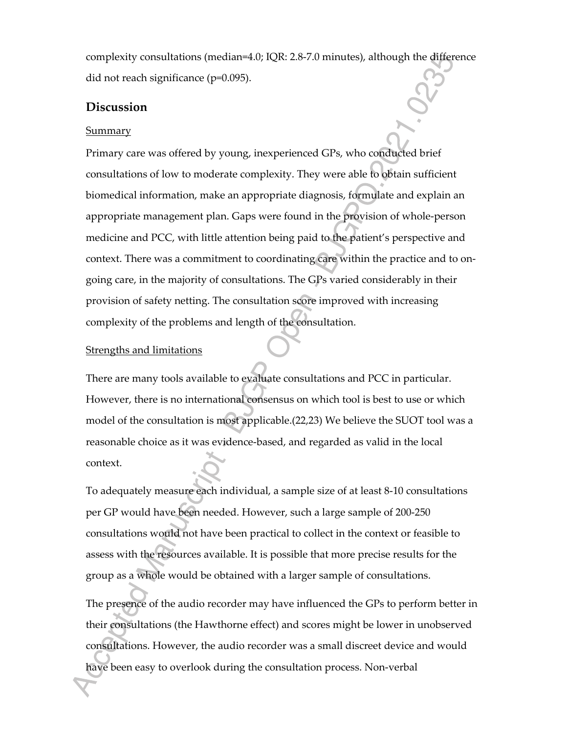complexity consultations (median=4.0; IQR: 2.8-7.0 minutes), although the difference did not reach significance (p=0.095).

## Discussion

### Summary

Primary care was offered by young, inexperienced GPs, who conducted brief consultations of low to moderate complexity. They were able to obtain sufficient biomedical information, make an appropriate diagnosis, formulate and explain an appropriate management plan. Gaps were found in the provision of whole-person medicine and PCC, with little attention being paid to the patient's perspective and context. There was a commitment to coordinating care within the practice and to on-going care, in the majority of consultations. The GPs varied considerably in their provision of safety netting. The consultation score improved with increasing complexity of the problems and length of the consultation.

### Strengths and limitations

There are many tools available to evaluate consultations and PCC in particular. However, there is no international consensus on which tool is best to use or which model of the consultation is most applicable.(22,23) We believe the SUOT tool was a reasonable choice as it was evidence-based, and regarded as valid in the local context.

To adequately measure each individual, a sample size of at least 8-10 consultations per GP would have been needed. However, such a large sample of 200-250 consultations would not have been practical to collect in the context or feasible to assess with the resources available. It is possible that more precise results for the group as a whole would be obtained with a larger sample of consultations.

The presence of the audio recorder may have influenced the GPs to perform better in their consultations (the Hawthorne effect) and scores might be lower in unobserved consultations. However, the audio recorder was a small discreet device and would have been easy to overlook during the consultation process. Non-verbal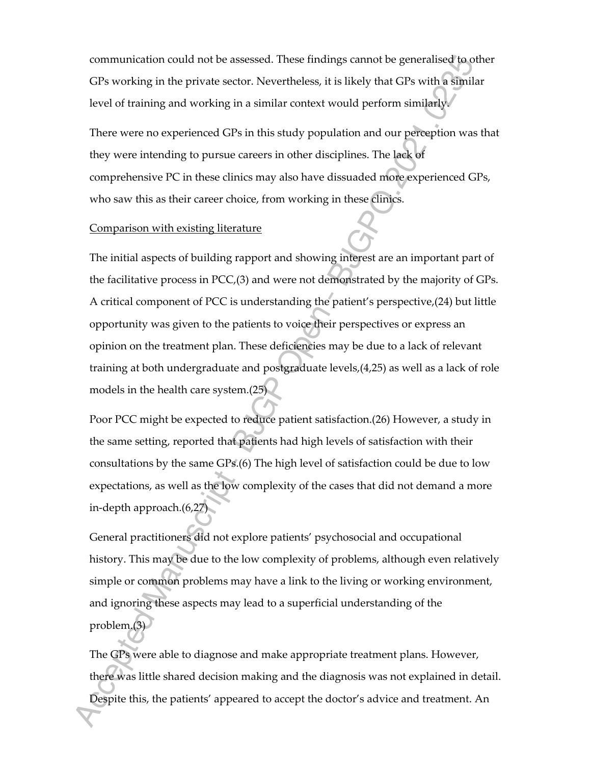communication could not be assessed. These findings cannot be generalised to other GPs working in the private sector. Nevertheless, it is likely that GPs with a similar level of training and working in a similar context would perform similarly.

There were no experienced GPs in this study population and our perception was that they were intending to pursue careers in other disciplines. The lack of comprehensive PC in these clinics may also have dissuaded more experienced GPs, who saw this as their career choice, from working in these clinics.

## Comparison with existing literature

The initial aspects of building rapport and showing interest are an important part of the facilitative process in PCC,(3) and were not demonstrated by the majority of GPs. A critical component of PCC is understanding the patient's perspective,(24) but little opportunity was given to the patients to voice their perspectives or express an opinion on the treatment plan. These deficiencies may be due to a lack of relevant training at both undergraduate and postgraduate levels,(4,25) as well as a lack of role models in the health care system.(25)

Poor PCC might be expected to reduce patient satisfaction.(26) However, a study in the same setting, reported that patients had high levels of satisfaction with their consultations by the same GPs.(6) The high level of satisfaction could be due to low expectations, as well as the low complexity of the cases that did not demand a more in-depth approach.(6,27)

General practitioners did not explore patients' psychosocial and occupational history. This may be due to the low complexity of problems, although even relatively simple or common problems may have a link to the living or working environment, and ignoring these aspects may lead to a superficial understanding of the problem.(3)

The GPs were able to diagnose and make appropriate treatment plans. However, there was little shared decision making and the diagnosis was not explained in detail. Despite this, the patients' appeared to accept the doctor's advice and treatment. An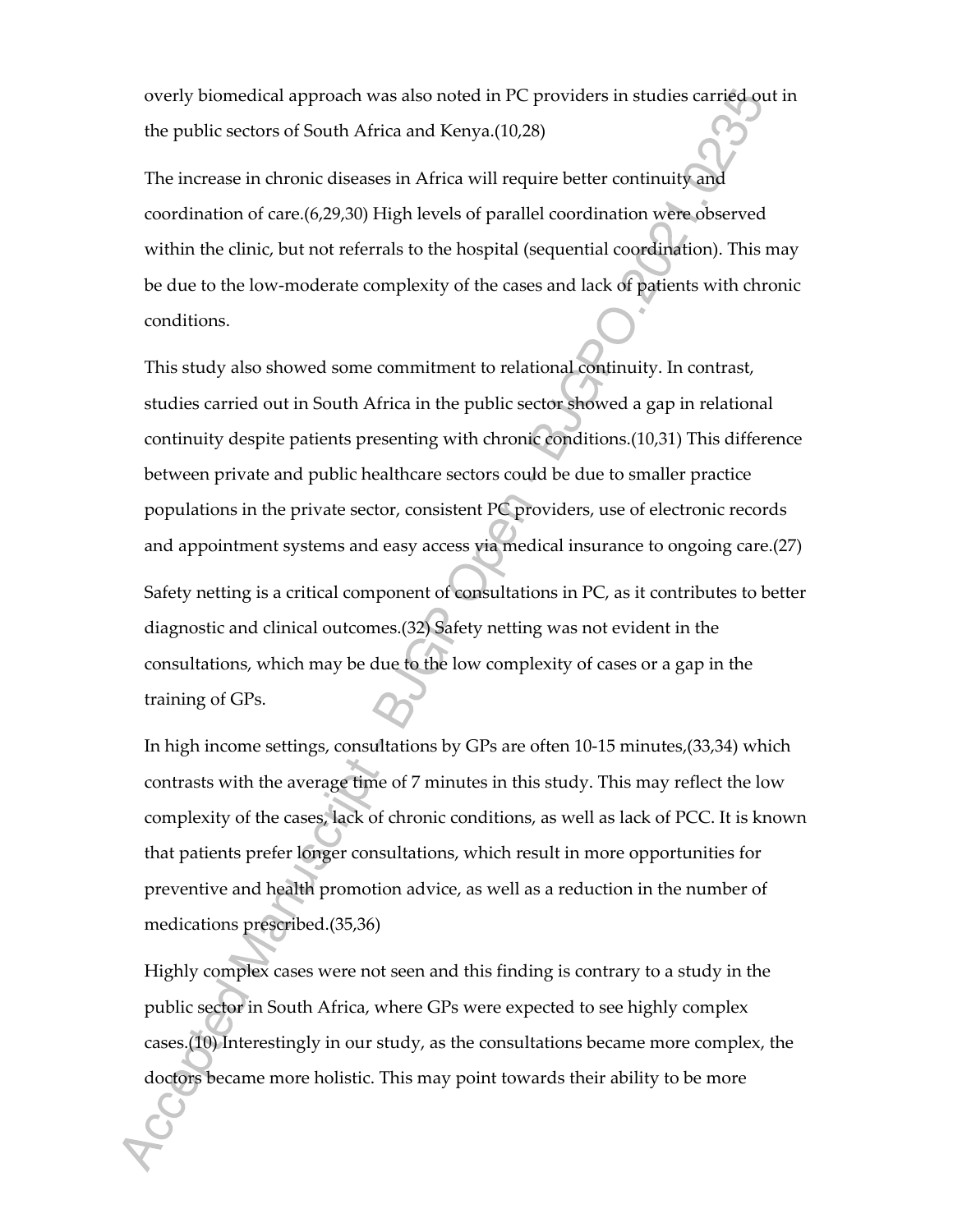overly biomedical approach was also noted in PC providers in studies carried out in the public sectors of South Africa and Kenya.(10,28)

The increase in chronic diseases in Africa will require better continuity and coordination of care.(6,29,30) High levels of parallel coordination were observed within the clinic, but not referrals to the hospital (sequential coordination). This may be due to the low-moderate complexity of the cases and lack of patients with chronic conditions.

This study also showed some commitment to relational continuity. In contrast, studies carried out in South Africa in the public sector showed a gap in relational continuity despite patients presenting with chronic conditions.(10,31) This difference between private and public healthcare sectors could be due to smaller practice populations in the private sector, consistent PC providers, use of electronic records and appointment systems and easy access via medical insurance to ongoing care.(27)

Safety netting is a critical component of consultations in PC, as it contributes to better diagnostic and clinical outcomes.(32) Safety netting was not evident in the consultations, which may be due to the low complexity of cases or a gap in the training of GPs.

In high income settings, consultations by GPs are often 10-15 minutes,(33,34) which contrasts with the average time of 7 minutes in this study. This may reflect the low complexity of the cases, lack of chronic conditions, as well as lack of PCC. It is known that patients prefer longer consultations, which result in more opportunities for preventive and health promotion advice, as well as a reduction in the number of medications prescribed.(35,36)

Highly complex cases were not seen and this finding is contrary to a study in the public sector in South Africa, where GPs were expected to see highly complex cases.(10) Interestingly in our study, as the consultations became more complex, the doctors became more holistic. This may point towards their ability to be more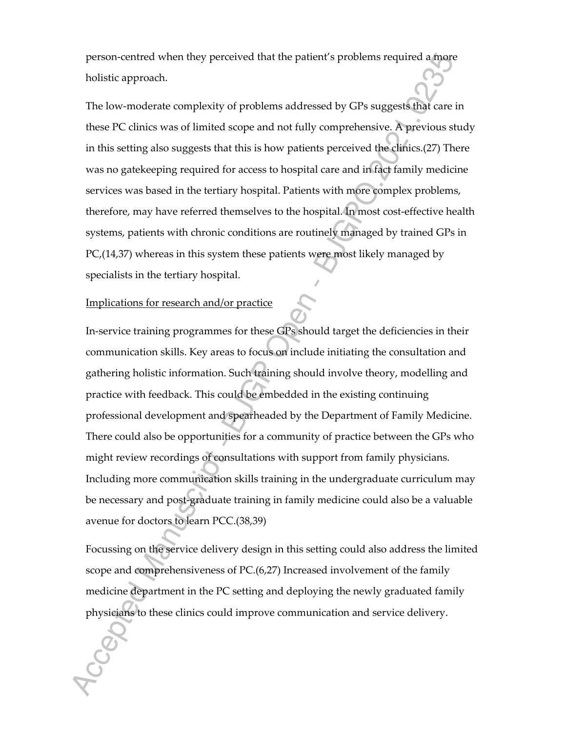person-centred when they perceived that the patient's problems required a more holistic approach.

The low-moderate complexity of problems addressed by GPs suggests that care in these PC clinics was of limited scope and not fully comprehensive. A previous study in this setting also suggests that this is how patients perceived the clinics.(27) There was no gatekeeping required for access to hospital care and in fact family medicine services was based in the tertiary hospital. Patients with more complex problems, therefore, may have referred themselves to the hospital. In most cost-effective health systems, patients with chronic conditions are routinely managed by trained GPs in PC,(14,37) whereas in this system these patients were most likely managed by specialists in the tertiary hospital.

Implications for research and/or practice

In-service training programmes for these GPs should target the deficiencies in their communication skills. Key areas to focus on include initiating the consultation and gathering holistic information. Such training should involve theory, modelling and practice with feedback. This could be embedded in the existing continuing professional development and spearheaded by the Department of Family Medicine. There could also be opportunities for a community of practice between the GPs who might review recordings of consultations with support from family physicians. Including more communication skills training in the undergraduate curriculum may be necessary and post-graduate training in family medicine could also be a valuable avenue for doctors to learn PCC.(38,39)

Focussing on the service delivery design in this setting could also address the limited scope and comprehensiveness of PC.(6,27) Increased involvement of the family medicine department in the PC setting and deploying the newly graduated family physicians to these clinics could improve communication and service delivery.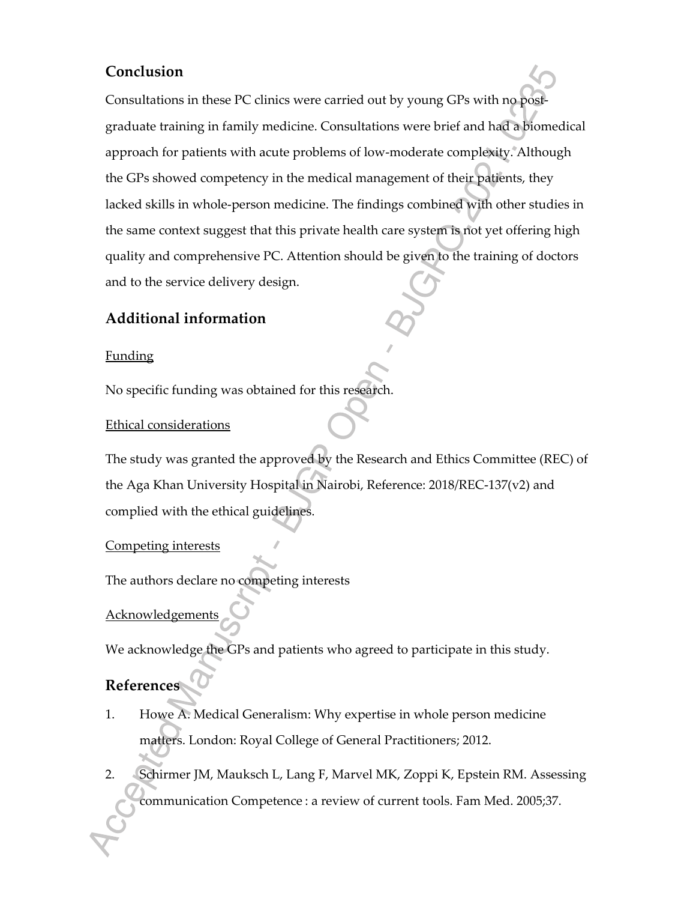## Conclusion

Consultations in these PC clinics were carried out by young GPs with no post-graduate training in family medicine. Consultations were brief and had a biomedical approach for patients with acute problems of low-moderate complexity. Although the GPs showed competency in the medical management of their patients, they lacked skills in whole-person medicine. The findings combined with other studies in the same context suggest that this private health care system is not yet offering high quality and comprehensive PC. Attention should be given to the training of doctors and to the service delivery design.

## Additional information

Funding

No specific funding was obtained for this research.

Ethical considerations

The study was granted the approved by the Research and Ethics Committee (REC) of the Aga Khan University Hospital in Nairobi, Reference: 2018/REC-137(v2) and complied with the ethical guidelines.

Competing interests

The authors declare no competing interests

Acknowledgements

We acknowledge the GPs and patients who agreed to participate in this study.

## References

1. Howe A. Medical Generalism: Why expertise in whole person medicine matters. London: Royal College of General Practitioners; 2012.
2. Schirmer JM, Mauksch L, Lang F, Marvel MK, Zoppi K, Epstein RM. Assessing communication Competence : a review of current tools. Fam Med. 2005;37.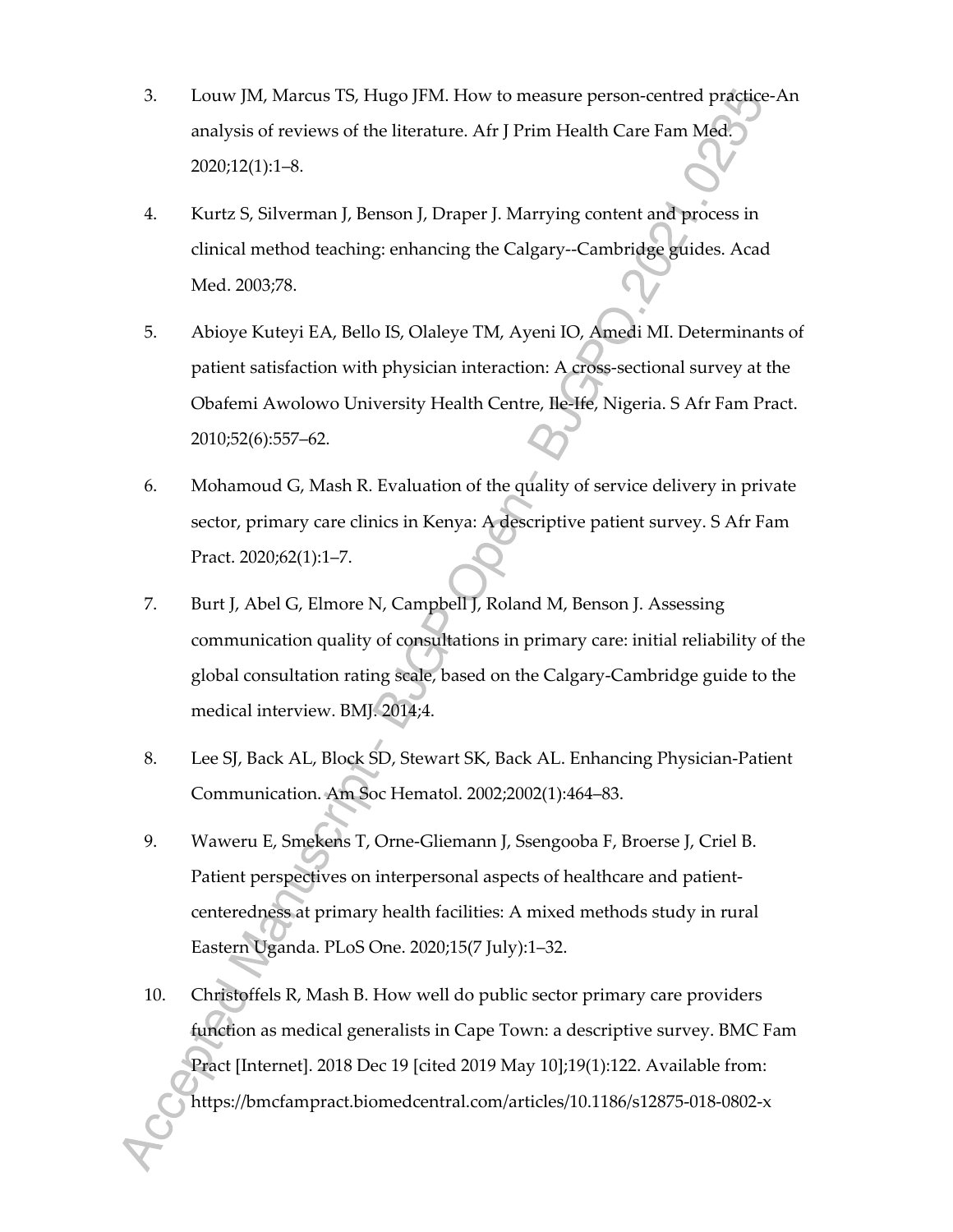3. Louw JM, Marcus TS, Hugo JFM. How to measure person-centred practice-An analysis of reviews of the literature. Afr J Prim Health Care Fam Med. 2020;12(1):1–8.

4. Kurtz S, Silverman J, Benson J, Draper J. Marrying content and process in clinical method teaching: enhancing the Calgary--Cambridge guides. Acad Med. 2003;78.

5. Abioye Kuteyi EA, Bello IS, Olaleye TM, Ayeni IO, Amedi MI. Determinants of patient satisfaction with physician interaction: A cross-sectional survey at the Obafemi Awolowo University Health Centre, Ile-Ife, Nigeria. S Afr Fam Pract. 2010;52(6):557–62.

6. Mohamoud G, Mash R. Evaluation of the quality of service delivery in private sector, primary care clinics in Kenya: A descriptive patient survey. S Afr Fam Pract. 2020;62(1):1–7.

7. Burt J, Abel G, Elmore N, Campbell J, Roland M, Benson J. Assessing communication quality of consultations in primary care: initial reliability of the global consultation rating scale, based on the Calgary-Cambridge guide to the medical interview. BMJ. 2014;4.

8. Lee SJ, Back AL, Block SD, Stewart SK, Back AL. Enhancing Physician-Patient Communication. Am Soc Hematol. 2002;2002(1):464–83.

9. Waweru E, Smekens T, Orne-Gliemann J, Ssengooba F, Broerse J, Criel B. Patient perspectives on interpersonal aspects of healthcare and patient-centeredness at primary health facilities: A mixed methods study in rural Eastern Uganda. PLoS One. 2020;15(7 July):1–32.

10. Christoffels R, Mash B. How well do public sector primary care providers function as medical generalists in Cape Town: a descriptive survey. BMC Fam Pract [Internet]. 2018 Dec 19 [cited 2019 May 10];19(1):122. Available from: https://bmcfampract.biomedcentral.com/articles/10.1186/s12875-018-0802-x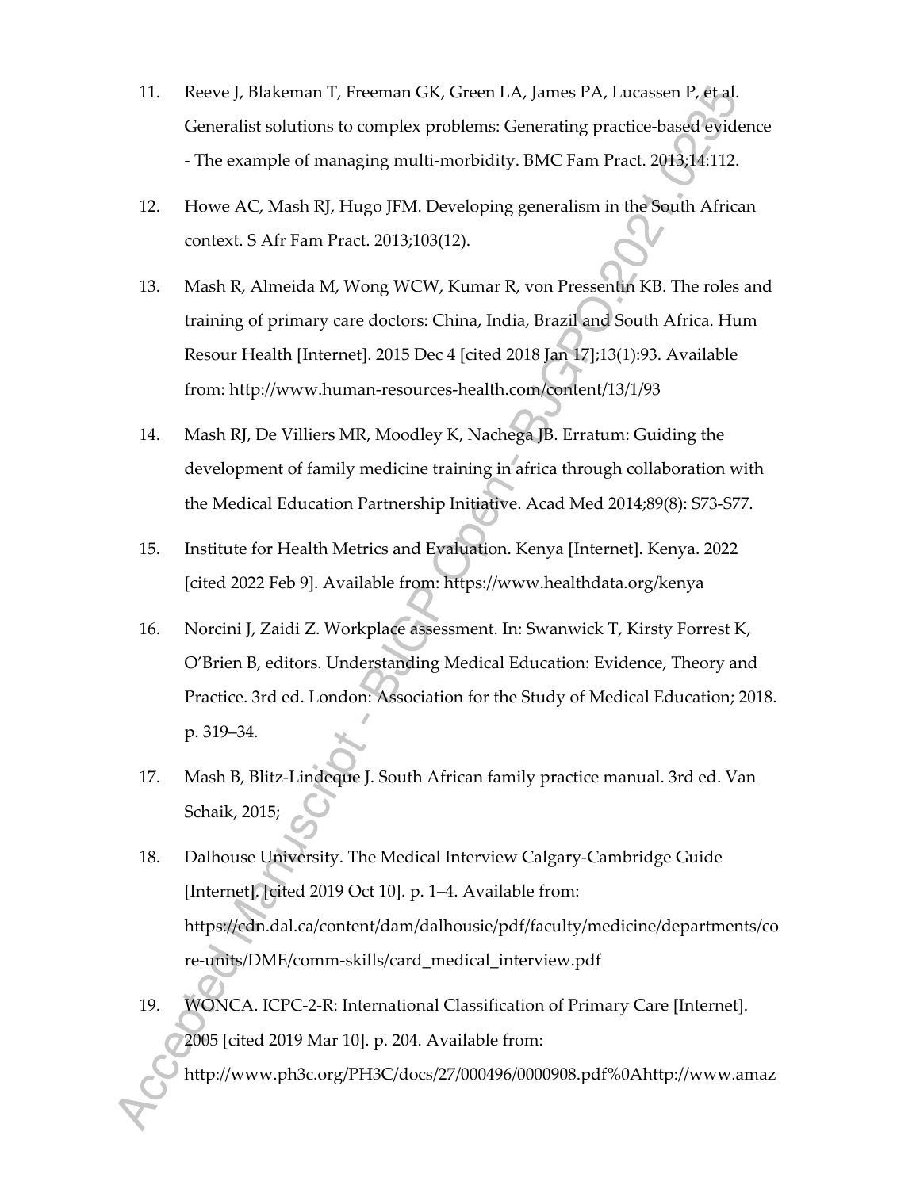11. Reeve J, Blakeman T, Freeman GK, Green LA, James PA, Lucassen P, et al. Generalist solutions to complex problems: Generating practice-based evidence - The example of managing multi-morbidity. BMC Fam Pract. 2013;14:112.

12. Howe AC, Mash RJ, Hugo JFM. Developing generalism in the South African context. S Afr Fam Pract. 2013;103(12).

13. Mash R, Almeida M, Wong WCW, Kumar R, von Pressentin KB. The roles and training of primary care doctors: China, India, Brazil and South Africa. Hum Resour Health [Internet]. 2015 Dec 4 [cited 2018 Jan 17];13(1):93. Available from: http://www.human-resources-health.com/content/13/1/93

14. Mash RJ, De Villiers MR, Moodley K, Nachega JB. Erratum: Guiding the development of family medicine training in africa through collaboration with the Medical Education Partnership Initiative. Acad Med 2014;89(8): S73-S77.

15. Institute for Health Metrics and Evaluation. Kenya [Internet]. Kenya. 2022 [cited 2022 Feb 9]. Available from: https://www.healthdata.org/kenya

16. Norcini J, Zaidi Z. Workplace assessment. In: Swanwick T, Kirsty Forrest K, O'Brien B, editors. Understanding Medical Education: Evidence, Theory and Practice. 3rd ed. London: Association for the Study of Medical Education; 2018. p. 319–34.

17. Mash B, Blitz-Lindeque J. South African family practice manual. 3rd ed. Van Schaik, 2015;

18. Dalhouse University. The Medical Interview Calgary-Cambridge Guide [Internet]. [cited 2019 Oct 10]. p. 1–4. Available from: https://cdn.dal.ca/content/dam/dalhousie/pdf/faculty/medicine/departments/core-units/DME/comm-skills/card_medical_interview.pdf

19. WONCA. ICPC-2-R: International Classification of Primary Care [Internet]. 2005 [cited 2019 Mar 10]. p. 204. Available from: http://www.ph3c.org/PH3C/docs/27/000496/0000908.pdf%0Ahttp://www.amaz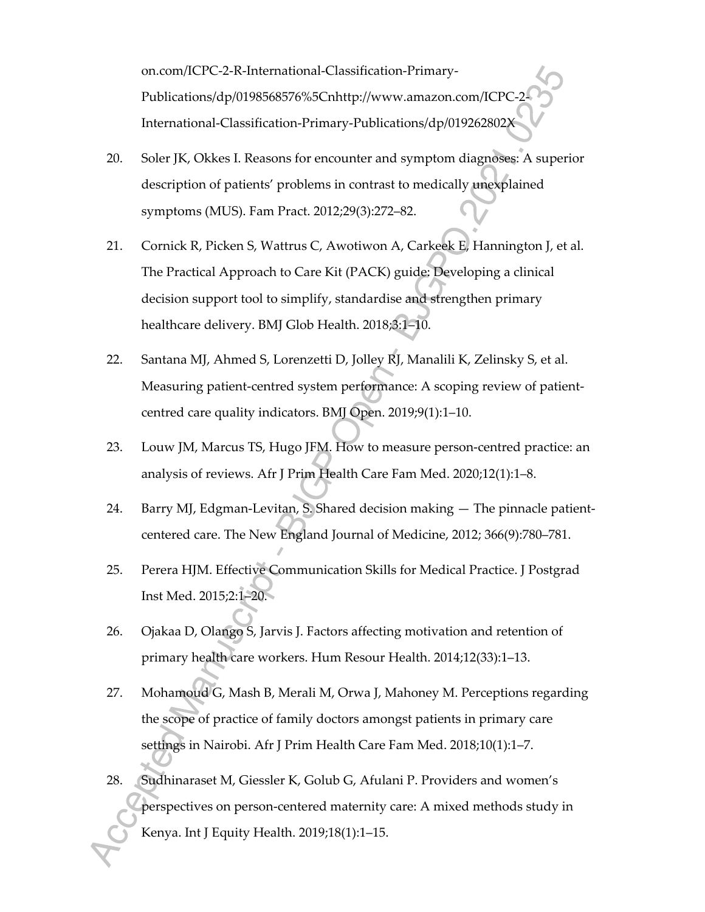on.com/ICPC-2-R-International-Classification-Primary-Publications/dp/0198568576%5Cnhttp://www.amazon.com/ICPC-2-International-Classification-Primary-Publications/dp/019262802X

20. Soler JK, Okkes I. Reasons for encounter and symptom diagnoses: A superior description of patients' problems in contrast to medically unexplained symptoms (MUS). Fam Pract. 2012;29(3):272–82.

21. Cornick R, Picken S, Wattrus C, Awotiwon A, Carkeek E, Hannington J, et al. The Practical Approach to Care Kit (PACK) guide: Developing a clinical decision support tool to simplify, standardise and strengthen primary healthcare delivery. BMJ Glob Health. 2018;3:1–10.

22. Santana MJ, Ahmed S, Lorenzetti D, Jolley RJ, Manalili K, Zelinsky S, et al. Measuring patient-centred system performance: A scoping review of patient-centred care quality indicators. BMJ Open. 2019;9(1):1–10.

23. Louw JM, Marcus TS, Hugo JFM. How to measure person-centred practice: an analysis of reviews. Afr J Prim Health Care Fam Med. 2020;12(1):1–8.

24. Barry MJ, Edgman-Levitan, S. Shared decision making — The pinnacle patient-centered care. The New England Journal of Medicine, 2012; 366(9):780–781.

25. Perera HJM. Effective Communication Skills for Medical Practice. J Postgrad Inst Med. 2015;2:1–20.

26. Ojakaa D, Olango S, Jarvis J. Factors affecting motivation and retention of primary health care workers. Hum Resour Health. 2014;12(33):1–13.

27. Mohamoud G, Mash B, Merali M, Orwa J, Mahoney M. Perceptions regarding the scope of practice of family doctors amongst patients in primary care settings in Nairobi. Afr J Prim Health Care Fam Med. 2018;10(1):1–7.

28. Sudhinaraset M, Giessler K, Golub G, Afulani P. Providers and women's perspectives on person-centered maternity care: A mixed methods study in Kenya. Int J Equity Health. 2019;18(1):1–15.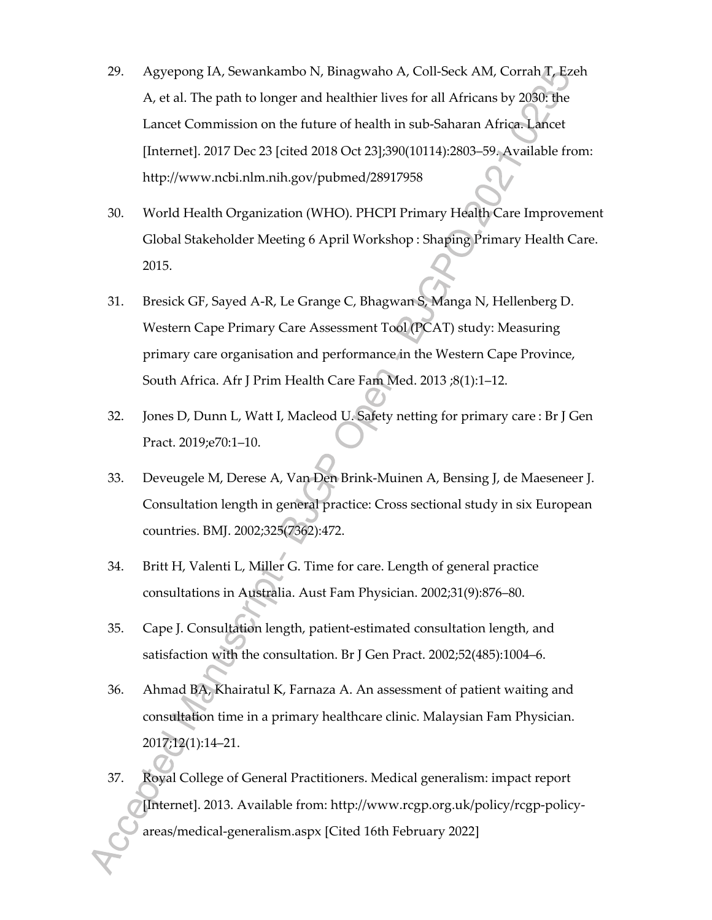29. Agyepong IA, Sewankambo N, Binagwaho A, Coll-Seck AM, Corrah T, Ezeh A, et al. The path to longer and healthier lives for all Africans by 2030: the Lancet Commission on the future of health in sub-Saharan Africa. Lancet [Internet]. 2017 Dec 23 [cited 2018 Oct 23];390(10114):2803–59. Available from: http://www.ncbi.nlm.nih.gov/pubmed/28917958

30. World Health Organization (WHO). PHCPI Primary Health Care Improvement Global Stakeholder Meeting 6 April Workshop : Shaping Primary Health Care. 2015.

31. Bresick GF, Sayed A-R, Le Grange C, Bhagwan S, Manga N, Hellenberg D. Western Cape Primary Care Assessment Tool (PCAT) study: Measuring primary care organisation and performance in the Western Cape Province, South Africa. Afr J Prim Health Care Fam Med. 2013 ;8(1):1–12.

32. Jones D, Dunn L, Watt I, Macleod U. Safety netting for primary care : Br J Gen Pract. 2019;e70:1–10.

33. Deveugele M, Derese A, Van Den Brink-Muinen A, Bensing J, de Maeseneer J. Consultation length in general practice: Cross sectional study in six European countries. BMJ. 2002;325(7362):472.

34. Britt H, Valenti L, Miller G. Time for care. Length of general practice consultations in Australia. Aust Fam Physician. 2002;31(9):876–80.

35. Cape J. Consultation length, patient-estimated consultation length, and satisfaction with the consultation. Br J Gen Pract. 2002;52(485):1004–6.

36. Ahmad BA, Khairatul K, Farnaza A. An assessment of patient waiting and consultation time in a primary healthcare clinic. Malaysian Fam Physician. 2017;12(1):14–21.

37. Royal College of General Practitioners. Medical generalism: impact report [Internet]. 2013. Available from: http://www.rcgp.org.uk/policy/rcgp-policy-areas/medical-generalism.aspx [Cited 16th February 2022]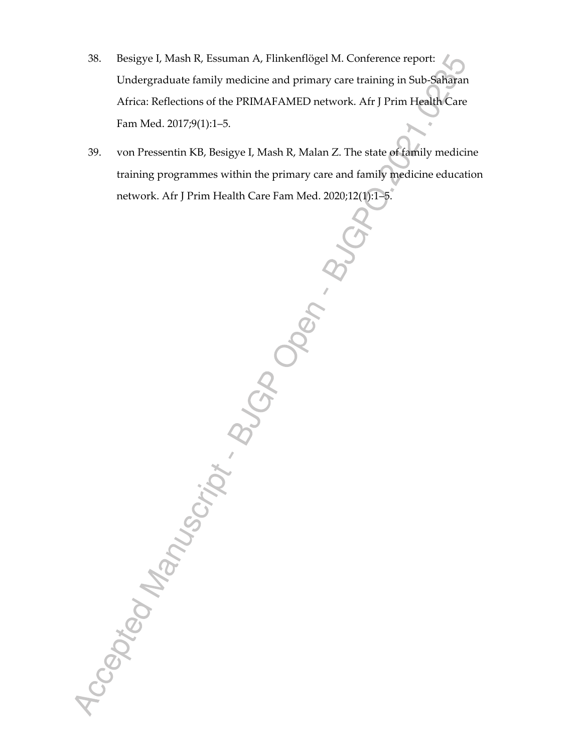38. Besigye I, Mash R, Essuman A, Flinkenflögel M. Conference report: Undergraduate family medicine and primary care training in Sub-Saharan Africa: Reflections of the PRIMAFAMED network. Afr J Prim Health Care Fam Med. 2017;9(1):1–5.

39. von Pressentin KB, Besigye I, Mash R, Malan Z. The state of family medicine training programmes within the primary care and family medicine education network. Afr J Prim Health Care Fam Med. 2020;12(1):1–5.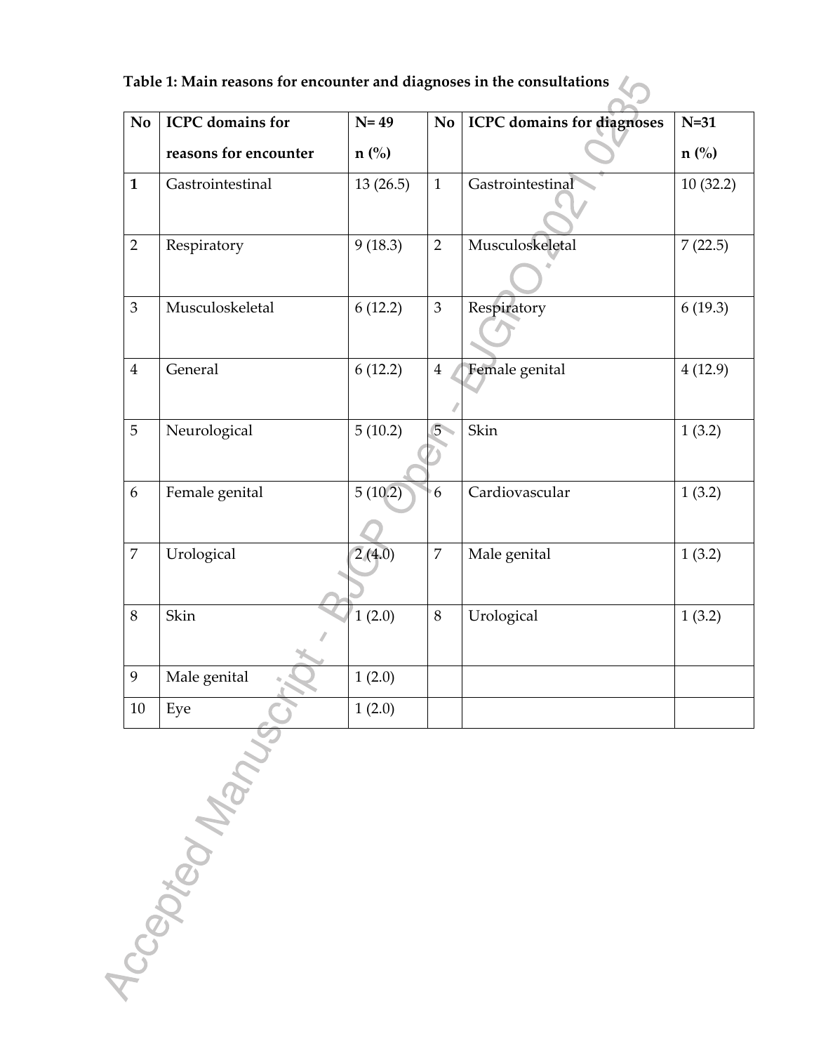**Table 1: Main reasons for encounter and diagnoses in the consultations**

| No | ICPC domains for reasons for encounter | N= 49 n (%) | No | ICPC domains for diagnoses | N=31 n (%) |
|---|---|---|---|---|---|
| **1** | Gastrointestinal | 13 (26.5) | 1 | Gastrointestinal | 10 (32.2) |
| 2 | Respiratory | 9 (18.3) | 2 | Musculoskeletal | 7 (22.5) |
| 3 | Musculoskeletal | 6 (12.2) | 3 | Respiratory | 6 (19.3) |
| 4 | General | 6 (12.2) | 4 | Female genital | 4 (12.9) |
| 5 | Neurological | 5 (10.2) | 5 | Skin | 1 (3.2) |
| 6 | Female genital | 5 (10.2) | 6 | Cardiovascular | 1 (3.2) |
| 7 | Urological | 2 (4.0) | 7 | Male genital | 1 (3.2) |
| 8 | Skin | 1 (2.0) | 8 | Urological | 1 (3.2) |
| 9 | Male genital | 1 (2.0) | | | |
| 10 | Eye | 1 (2.0) | | | |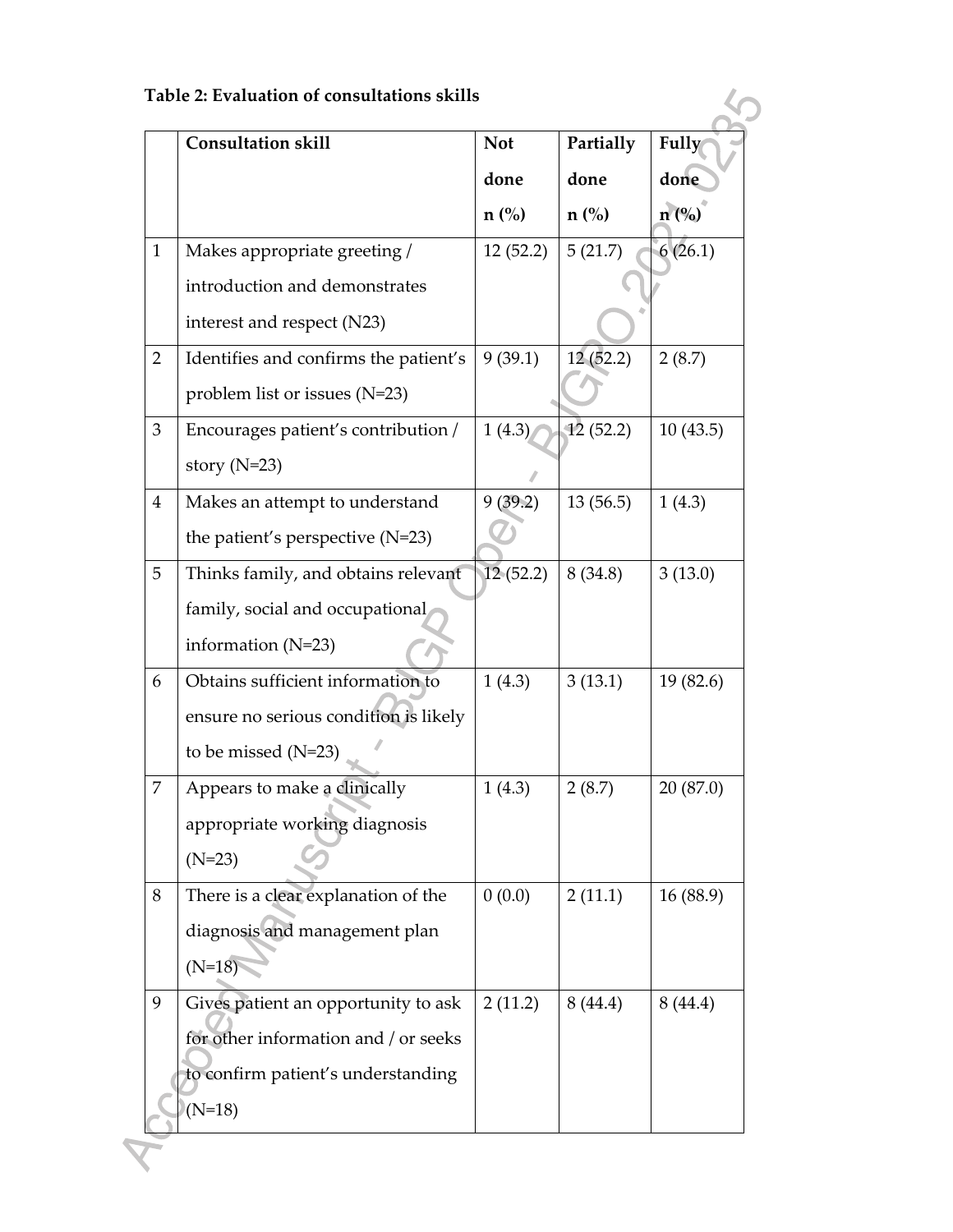**Table 2: Evaluation of consultations skills**

| | Consultation skill | Not done n (%) | Partially done n (%) | Fully done n (%) |
|---|---|---|---|---|
| 1 | Makes appropriate greeting / introduction and demonstrates interest and respect (N23) | 12 (52.2) | 5 (21.7) | 6 (26.1) |
| 2 | Identifies and confirms the patient's problem list or issues (N=23) | 9 (39.1) | 12 (52.2) | 2 (8.7) |
| 3 | Encourages patient's contribution / story (N=23) | 1 (4.3) | 12 (52.2) | 10 (43.5) |
| 4 | Makes an attempt to understand the patient's perspective (N=23) | 9 (39.2) | 13 (56.5) | 1 (4.3) |
| 5 | Thinks family, and obtains relevant family, social and occupational information (N=23) | 12 (52.2) | 8 (34.8) | 3 (13.0) |
| 6 | Obtains sufficient information to ensure no serious condition is likely to be missed (N=23) | 1 (4.3) | 3 (13.1) | 19 (82.6) |
| 7 | Appears to make a clinically appropriate working diagnosis (N=23) | 1 (4.3) | 2 (8.7) | 20 (87.0) |
| 8 | There is a clear explanation of the diagnosis and management plan (N=18) | 0 (0.0) | 2 (11.1) | 16 (88.9) |
| 9 | Gives patient an opportunity to ask for other information and / or seeks to confirm patient's understanding (N=18) | 2 (11.2) | 8 (44.4) | 8 (44.4) |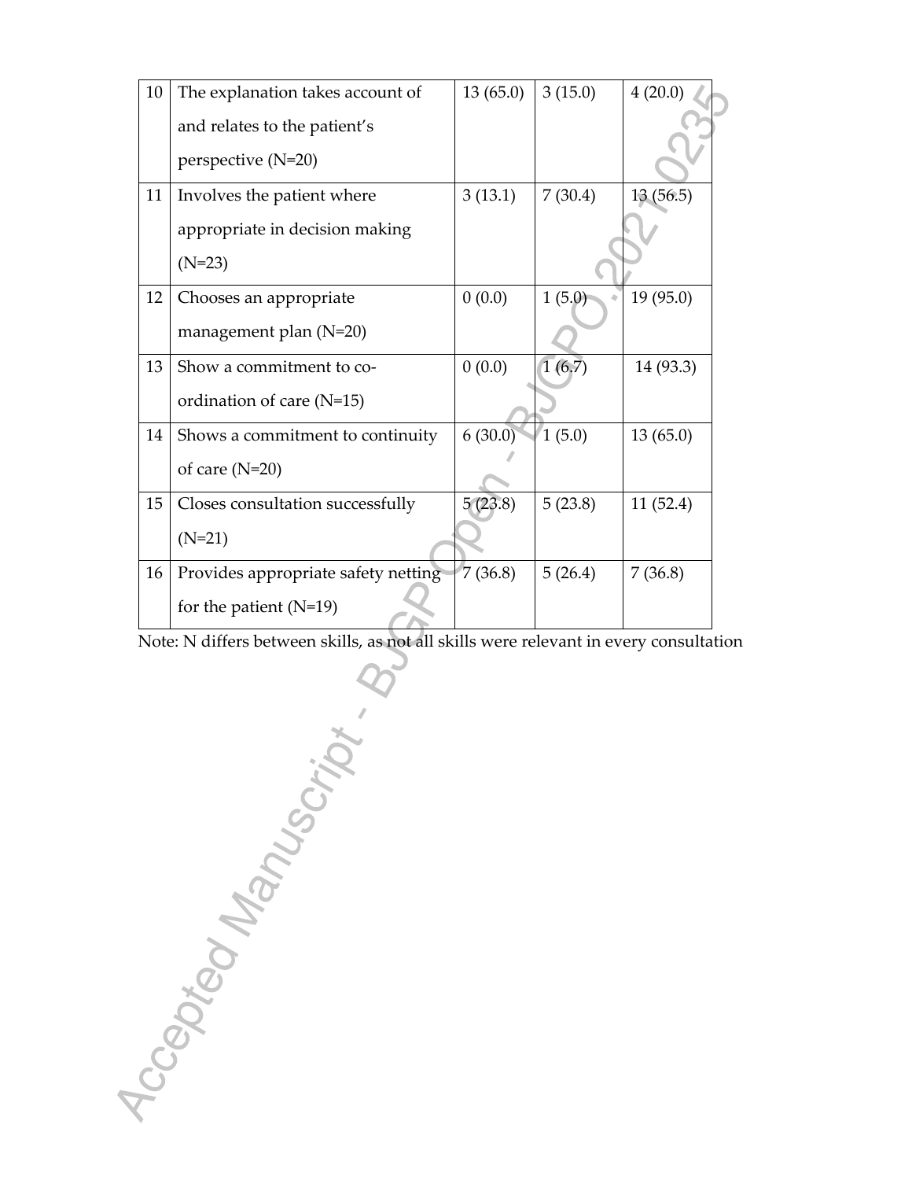| | | | | |
|---|---|---|---|---|
| 10 | The explanation takes account of and relates to the patient's perspective (N=20) | 13 (65.0) | 3 (15.0) | 4 (20.0) |
| 11 | Involves the patient where appropriate in decision making (N=23) | 3 (13.1) | 7 (30.4) | 13 (56.5) |
| 12 | Chooses an appropriate management plan (N=20) | 0 (0.0) | 1 (5.0) | 19 (95.0) |
| 13 | Show a commitment to co-ordination of care (N=15) | 0 (0.0) | 1 (6.7) | 14 (93.3) |
| 14 | Shows a commitment to continuity of care (N=20) | 6 (30.0) | 1 (5.0) | 13 (65.0) |
| 15 | Closes consultation successfully (N=21) | 5 (23.8) | 5 (23.8) | 11 (52.4) |
| 16 | Provides appropriate safety netting for the patient (N=19) | 7 (36.8) | 5 (26.4) | 7 (36.8) |

Note: N differs between skills, as not all skills were relevant in every consultation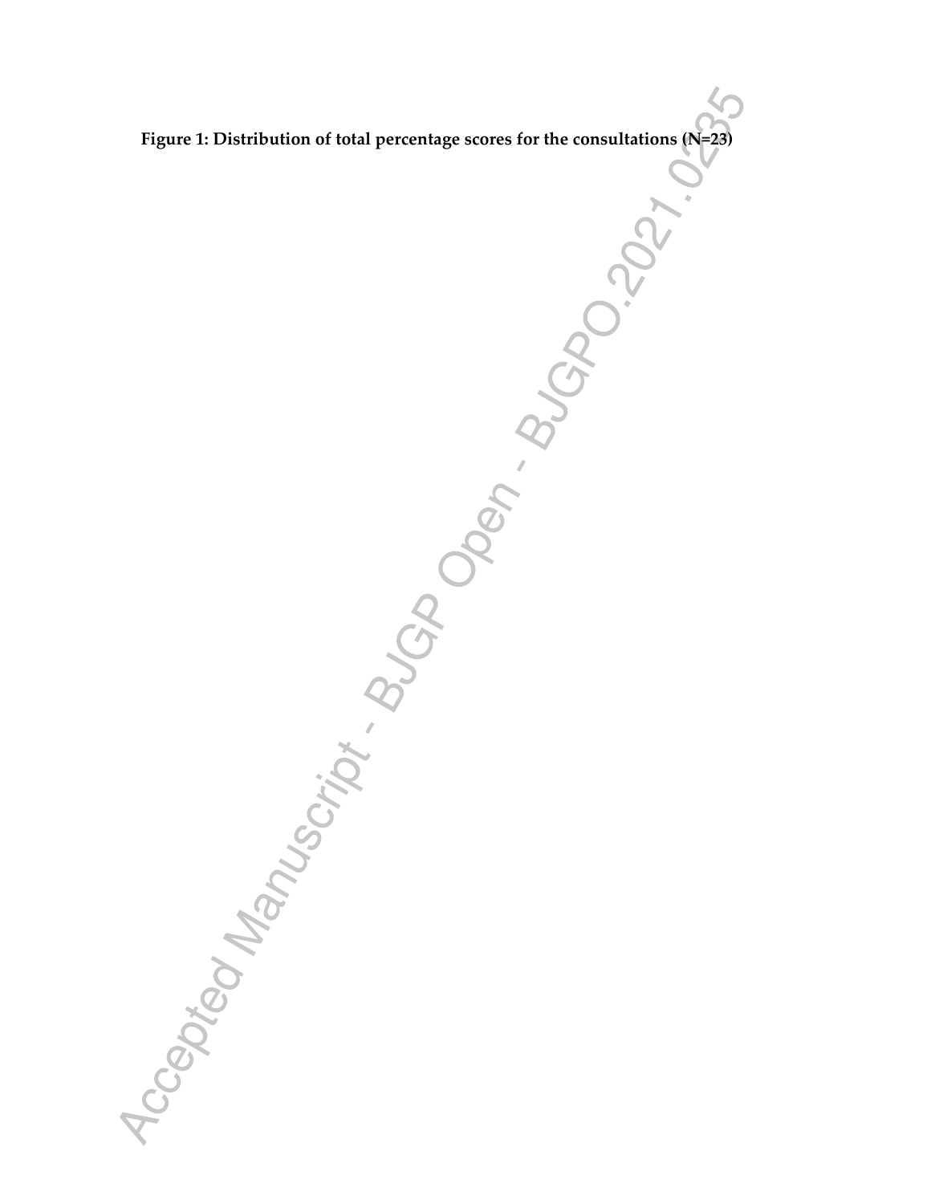**Figure 1: Distribution of total percentage scores for the consultations (N=23)**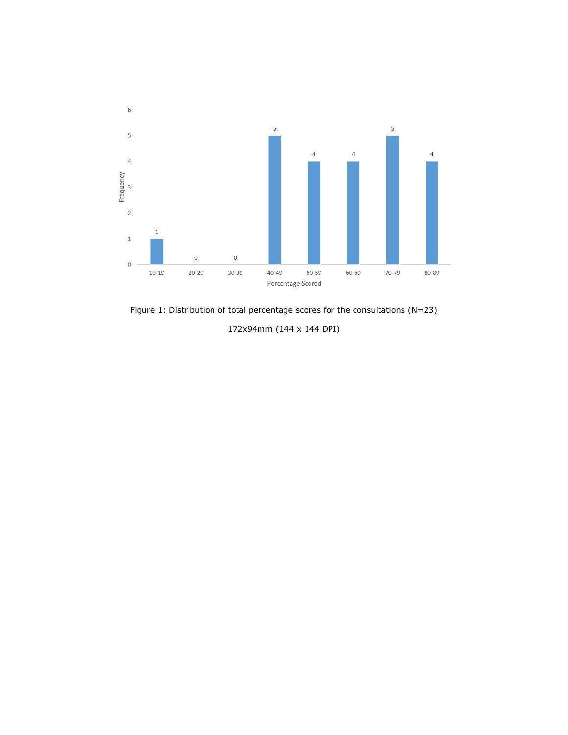6
5
4
3
2
1
0
Frequency

1
0
0
5
4
4
5
4

10-19
20-29
30-39
40-49
50-59
60-69
70-79
80-89
Percentage Scored

Figure 1: Distribution of total percentage scores for the consultations (N=23)

172x94mm (144 x 144 DPI)